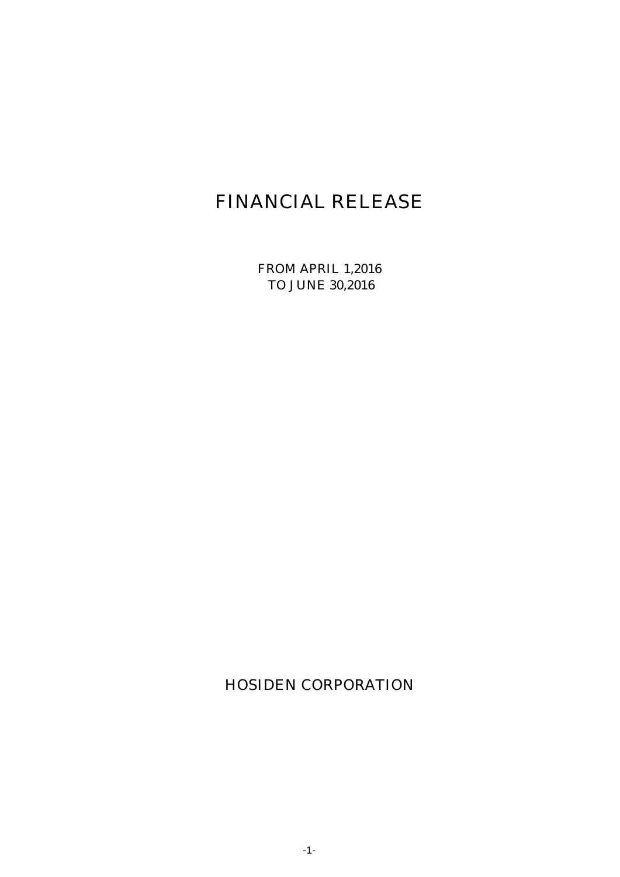# FINANCIAL RELEASE

FROM APRIL 1,2016
TO JUNE 30,2016

HOSIDEN CORPORATION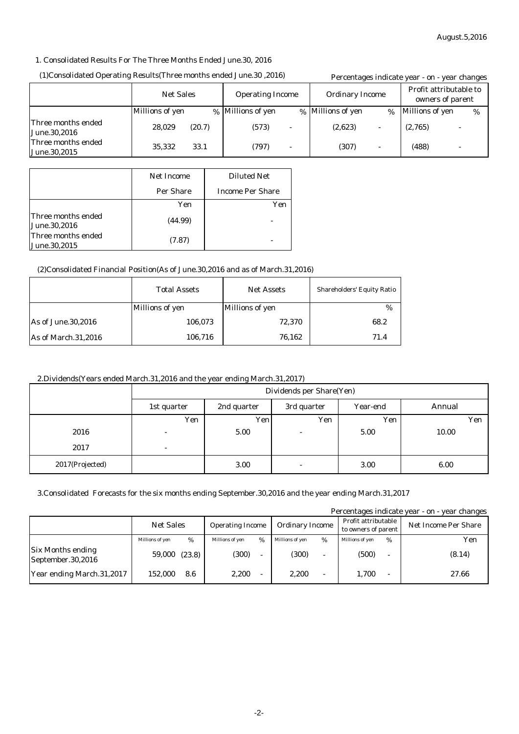August.5,2016

## 1. Consolidated Results For The Three Months Ended June.30, 2016

### (1)Consolidated Operating Results(Three months ended June.30 ,2016)

Percentages indicate year - on - year changes

| | Net Sales | | Operating Income | | Ordinary Income | | Profit attributable to owners of parent | |
|---|---|---|---|---|---|---|---|---|
| | Millions of yen | % | Millions of yen | % | Millions of yen | % | Millions of yen | % |
| Three months ended June.30,2016 | 28,029 | (20.7) | (573) | - | (2,623) | - | (2,765) | - |
| Three months ended June.30,2015 | 35,332 | 33.1 | (797) | - | (307) | - | (488) | - |

| | Net Income Per Share | Diluted Net Income Per Share |
|---|---|---|
| | Yen | Yen |
| Three months ended June.30,2016 | (44.99) | - |
| Three months ended June.30,2015 | (7.87) | - |

### (2)Consolidated Financial Position(As of June.30,2016 and as of March.31,2016)

| | Total Assets | Net Assets | Shareholders' Equity Ratio |
|---|---|---|---|
| | Millions of yen | Millions of yen | % |
| As of June.30,2016 | 106,073 | 72,370 | 68.2 |
| As of March.31,2016 | 106,716 | 76,162 | 71.4 |

## 2.Dividends(Years ended March.31,2016 and the year ending March.31,2017)

| | Dividends per Share(Yen) | | | | |
|---|---|---|---|---|---|
| | 1st quarter | 2nd quarter | 3rd quarter | Year-end | Annual |
| | Yen | Yen | Yen | Yen | Yen |
| 2016 | - | 5.00 | - | 5.00 | 10.00 |
| 2017 | - | | | | |
| 2017(Projected) | | 3.00 | - | 3.00 | 6.00 |

## 3.Consolidated Forecasts for the six months ending September.30,2016 and the year ending March.31,2017

Percentages indicate year - on - year changes

| | Net Sales | | Operating Income | | Ordinary Income | | Profit attributable to owners of parent | | Net Income Per Share |
|---|---|---|---|---|---|---|---|---|---|
| | Millions of yen | % | Millions of yen | % | Millions of yen | % | Millions of yen | % | Yen |
| Six Months ending September.30,2016 | 59,000 | (23.8) | (300) | - | (300) | - | (500) | - | (8.14) |
| Year ending March.31,2017 | 152,000 | 8.6 | 2,200 | - | 2,200 | - | 1,700 | - | 27.66 |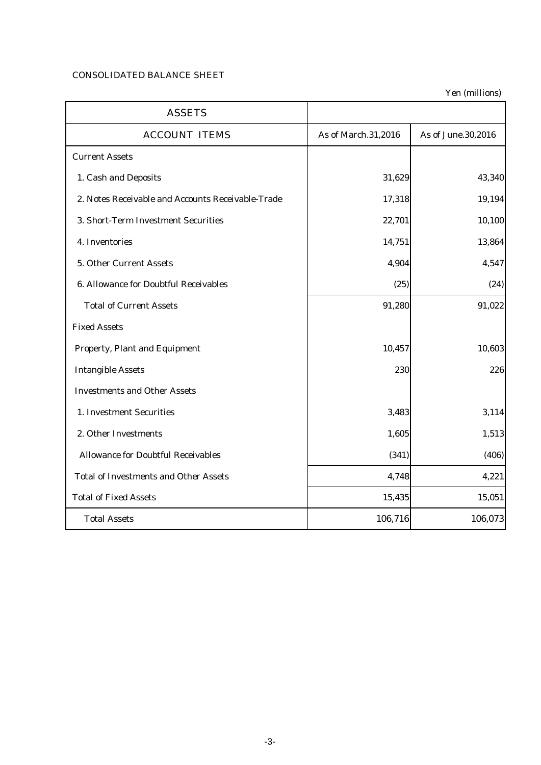CONSOLIDATED BALANCE SHEET

Yen (millions)

| ASSETS | | |
|---|---|---|
| ACCOUNT ITEMS | As of March.31,2016 | As of June.30,2016 |
| Current Assets | | |
| 1. Cash and Deposits | 31,629 | 43,340 |
| 2. Notes Receivable and Accounts Receivable-Trade | 17,318 | 19,194 |
| 3. Short-Term Investment Securities | 22,701 | 10,100 |
| 4. Inventories | 14,751 | 13,864 |
| 5. Other Current Assets | 4,904 | 4,547 |
| 6. Allowance for Doubtful Receivables | (25) | (24) |
| Total of Current Assets | 91,280 | 91,022 |
| Fixed Assets | | |
| Property, Plant and Equipment | 10,457 | 10,603 |
| Intangible Assets | 230 | 226 |
| Investments and Other Assets | | |
| 1. Investment Securities | 3,483 | 3,114 |
| 2. Other Investments | 1,605 | 1,513 |
| Allowance for Doubtful Receivables | (341) | (406) |
| Total of Investments and Other Assets | 4,748 | 4,221 |
| Total of Fixed Assets | 15,435 | 15,051 |
| Total Assets | 106,716 | 106,073 |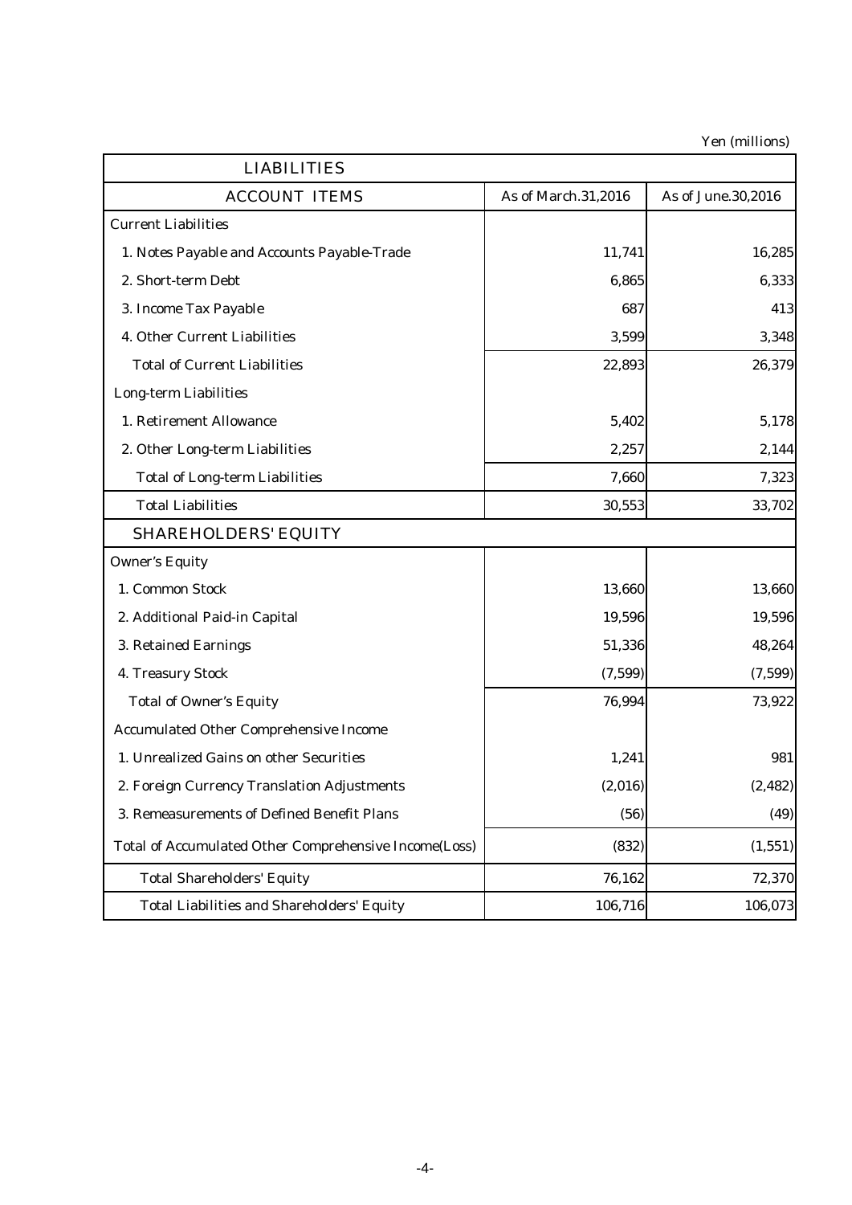Yen (millions)

| LIABILITIES | | |
|---|---|---|
| ACCOUNT ITEMS | As of March.31,2016 | As of June.30,2016 |
| Current Liabilities | | |
| 1. Notes Payable and Accounts Payable-Trade | 11,741 | 16,285 |
| 2. Short-term Debt | 6,865 | 6,333 |
| 3. Income Tax Payable | 687 | 413 |
| 4. Other Current Liabilities | 3,599 | 3,348 |
| Total of Current Liabilities | 22,893 | 26,379 |
| Long-term Liabilities | | |
| 1. Retirement Allowance | 5,402 | 5,178 |
| 2. Other Long-term Liabilities | 2,257 | 2,144 |
| Total of Long-term Liabilities | 7,660 | 7,323 |
| Total Liabilities | 30,553 | 33,702 |
| SHAREHOLDERS' EQUITY | | |
| Owner's Equity | | |
| 1. Common Stock | 13,660 | 13,660 |
| 2. Additional Paid-in Capital | 19,596 | 19,596 |
| 3. Retained Earnings | 51,336 | 48,264 |
| 4. Treasury Stock | (7,599) | (7,599) |
| Total of Owner's Equity | 76,994 | 73,922 |
| Accumulated Other Comprehensive Income | | |
| 1. Unrealized Gains on other Securities | 1,241 | 981 |
| 2. Foreign Currency Translation Adjustments | (2,016) | (2,482) |
| 3. Remeasurements of Defined Benefit Plans | (56) | (49) |
| Total of Accumulated Other Comprehensive Income(Loss) | (832) | (1,551) |
| Total Shareholders' Equity | 76,162 | 72,370 |
| Total Liabilities and Shareholders' Equity | 106,716 | 106,073 |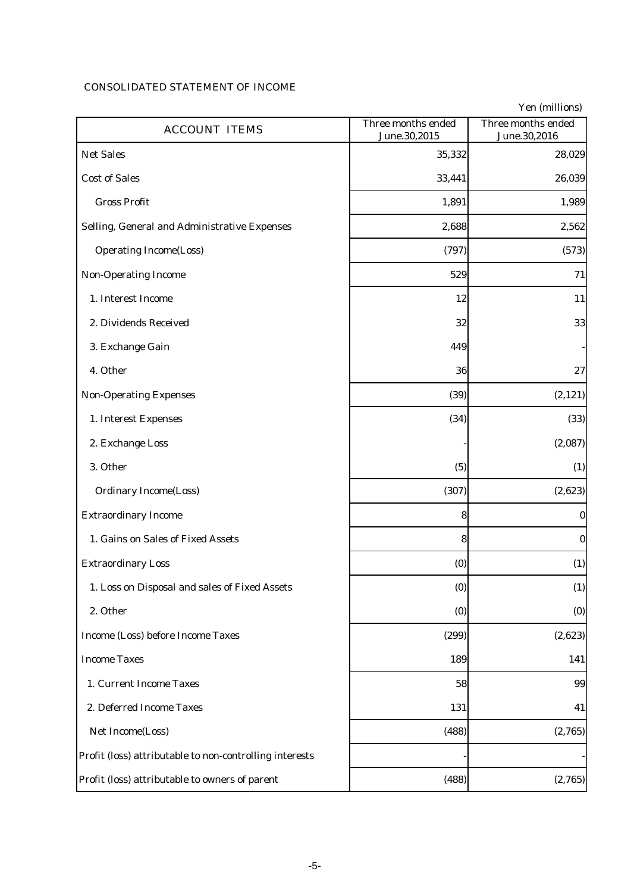CONSOLIDATED STATEMENT OF INCOME

Yen (millions)

| ACCOUNT ITEMS | Three months ended June.30,2015 | Three months ended June.30,2016 |
|---|---|---|
| Net Sales | 35,332 | 28,029 |
| Cost of Sales | 33,441 | 26,039 |
| Gross Profit | 1,891 | 1,989 |
| Selling, General and Administrative Expenses | 2,688 | 2,562 |
| Operating Income(Loss) | (797) | (573) |
| Non-Operating Income | 529 | 71 |
| 1. Interest Income | 12 | 11 |
| 2. Dividends Received | 32 | 33 |
| 3. Exchange Gain | 449 | - |
| 4. Other | 36 | 27 |
| Non-Operating Expenses | (39) | (2,121) |
| 1. Interest Expenses | (34) | (33) |
| 2. Exchange Loss | - | (2,087) |
| 3. Other | (5) | (1) |
| Ordinary Income(Loss) | (307) | (2,623) |
| Extraordinary Income | 8 | 0 |
| 1. Gains on Sales of Fixed Assets | 8 | 0 |
| Extraordinary Loss | (0) | (1) |
| 1. Loss on Disposal and sales of Fixed Assets | (0) | (1) |
| 2. Other | (0) | (0) |
| Income (Loss) before Income Taxes | (299) | (2,623) |
| Income Taxes | 189 | 141 |
| 1. Current Income Taxes | 58 | 99 |
| 2. Deferred Income Taxes | 131 | 41 |
| Net Income(Loss) | (488) | (2,765) |
| Profit (loss) attributable to non-controlling interests | - | - |
| Profit (loss) attributable to owners of parent | (488) | (2,765) |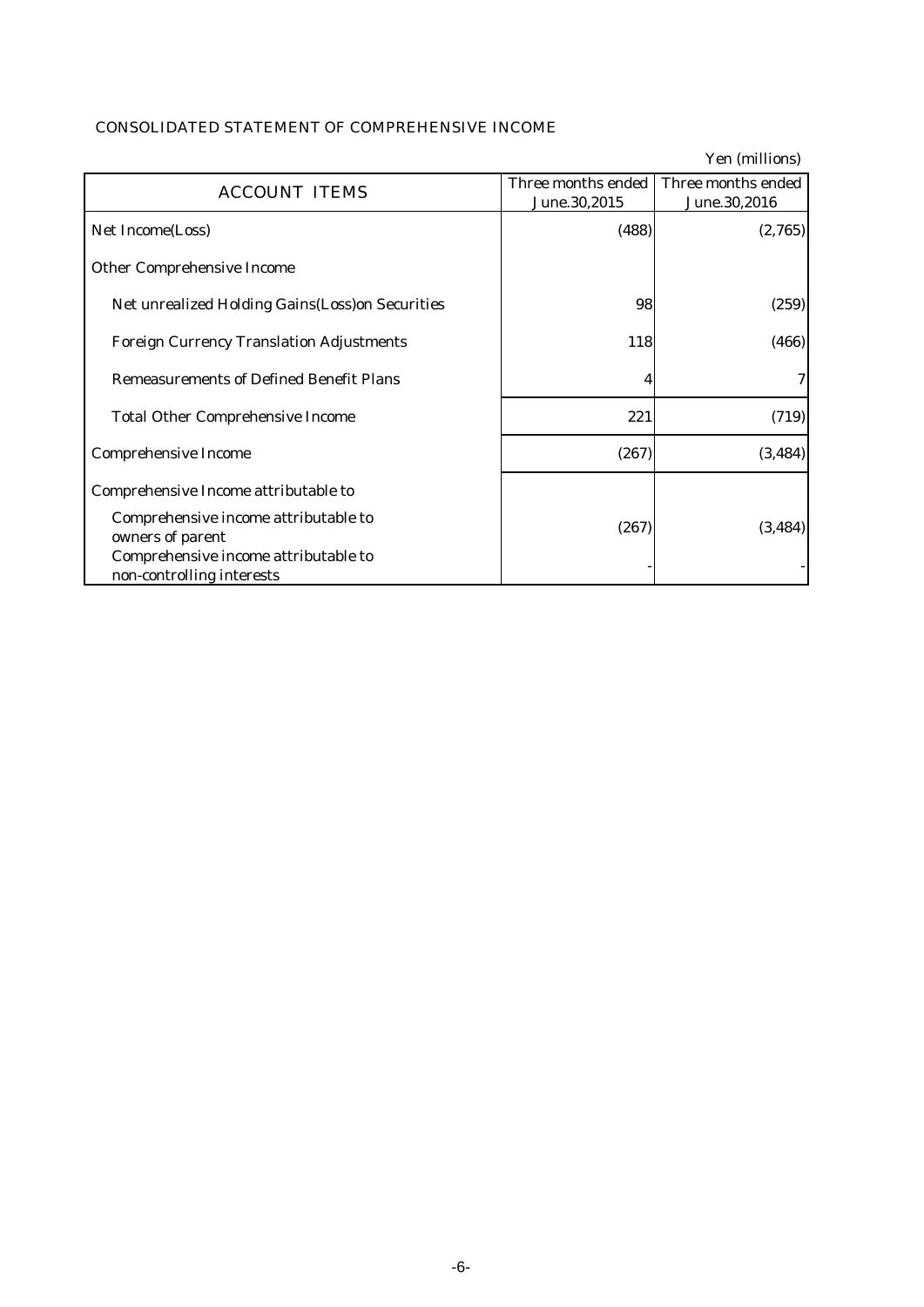## CONSOLIDATED STATEMENT OF COMPREHENSIVE INCOME

Yen (millions)

| ACCOUNT ITEMS | Three months ended June.30,2015 | Three months ended June.30,2016 |
|---|---|---|
| Net Income(Loss) | (488) | (2,765) |
| Other Comprehensive Income | | |
| Net unrealized Holding Gains(Loss)on Securities | 98 | (259) |
| Foreign Currency Translation Adjustments | 118 | (466) |
| Remeasurements of Defined Benefit Plans | 4 | 7 |
| Total Other Comprehensive Income | 221 | (719) |
| Comprehensive Income | (267) | (3,484) |
| Comprehensive Income attributable to | | |
| Comprehensive income attributable to owners of parent | (267) | (3,484) |
| Comprehensive income attributable to non-controlling interests | - | - |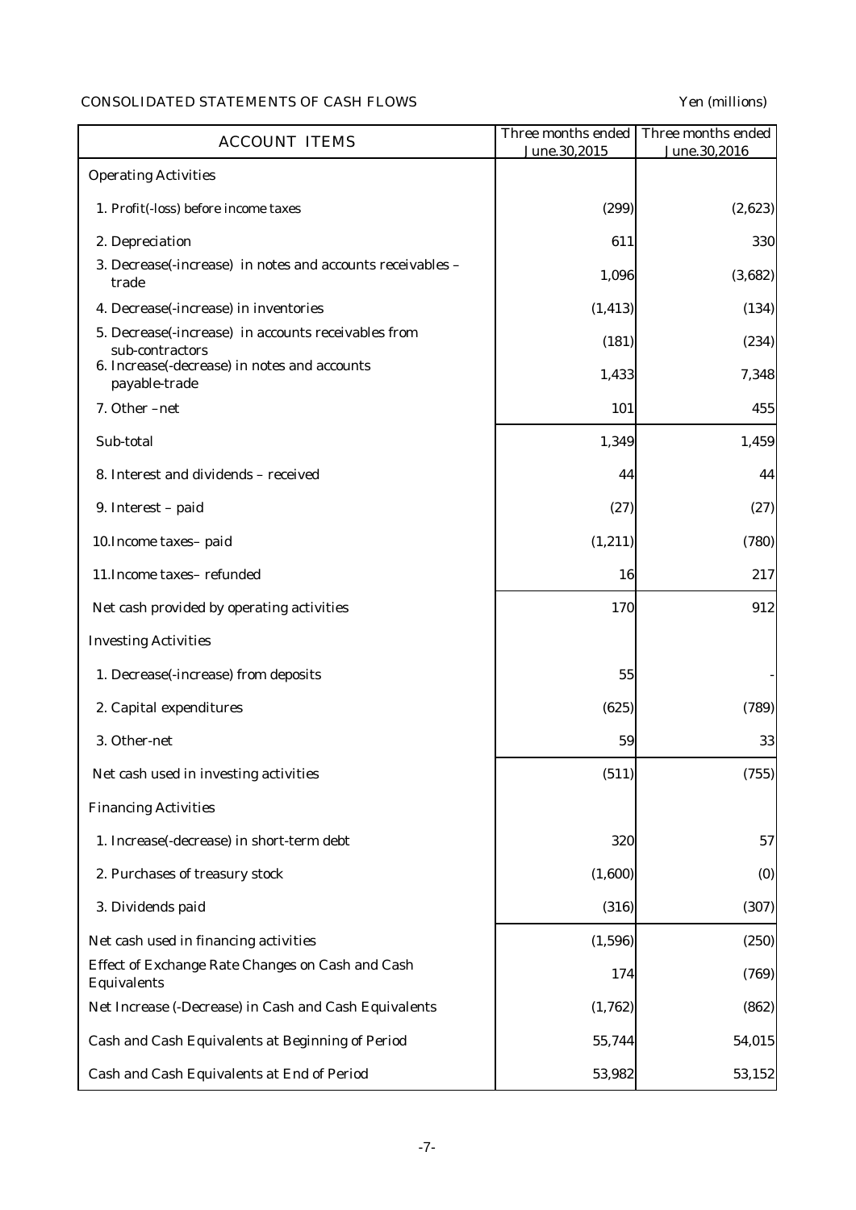CONSOLIDATED STATEMENTS OF CASH FLOWS

Yen (millions)

| ACCOUNT ITEMS | Three months ended June.30,2015 | Three months ended June.30,2016 |
|---|---|---|
| Operating Activities | | |
| 1. Profit(-loss) before income taxes | (299) | (2,623) |
| 2. Depreciation | 611 | 330 |
| 3. Decrease(-increase) in notes and accounts receivables – trade | 1,096 | (3,682) |
| 4. Decrease(-increase) in inventories | (1,413) | (134) |
| 5. Decrease(-increase) in accounts receivables from sub-contractors | (181) | (234) |
| 6. Increase(-decrease) in notes and accounts payable-trade | 1,433 | 7,348 |
| 7. Other –net | 101 | 455 |
| Sub-total | 1,349 | 1,459 |
| 8. Interest and dividends – received | 44 | 44 |
| 9. Interest – paid | (27) | (27) |
| 10.Income taxes– paid | (1,211) | (780) |
| 11.Income taxes– refunded | 16 | 217 |
| Net cash provided by operating activities | 170 | 912 |
| Investing Activities | | |
| 1. Decrease(-increase) from deposits | 55 | - |
| 2. Capital expenditures | (625) | (789) |
| 3. Other-net | 59 | 33 |
| Net cash used in investing activities | (511) | (755) |
| Financing Activities | | |
| 1. Increase(-decrease) in short-term debt | 320 | 57 |
| 2. Purchases of treasury stock | (1,600) | (0) |
| 3. Dividends paid | (316) | (307) |
| Net cash used in financing activities | (1,596) | (250) |
| Effect of Exchange Rate Changes on Cash and Cash Equivalents | 174 | (769) |
| Net Increase (-Decrease) in Cash and Cash Equivalents | (1,762) | (862) |
| Cash and Cash Equivalents at Beginning of Period | 55,744 | 54,015 |
| Cash and Cash Equivalents at End of Period | 53,982 | 53,152 |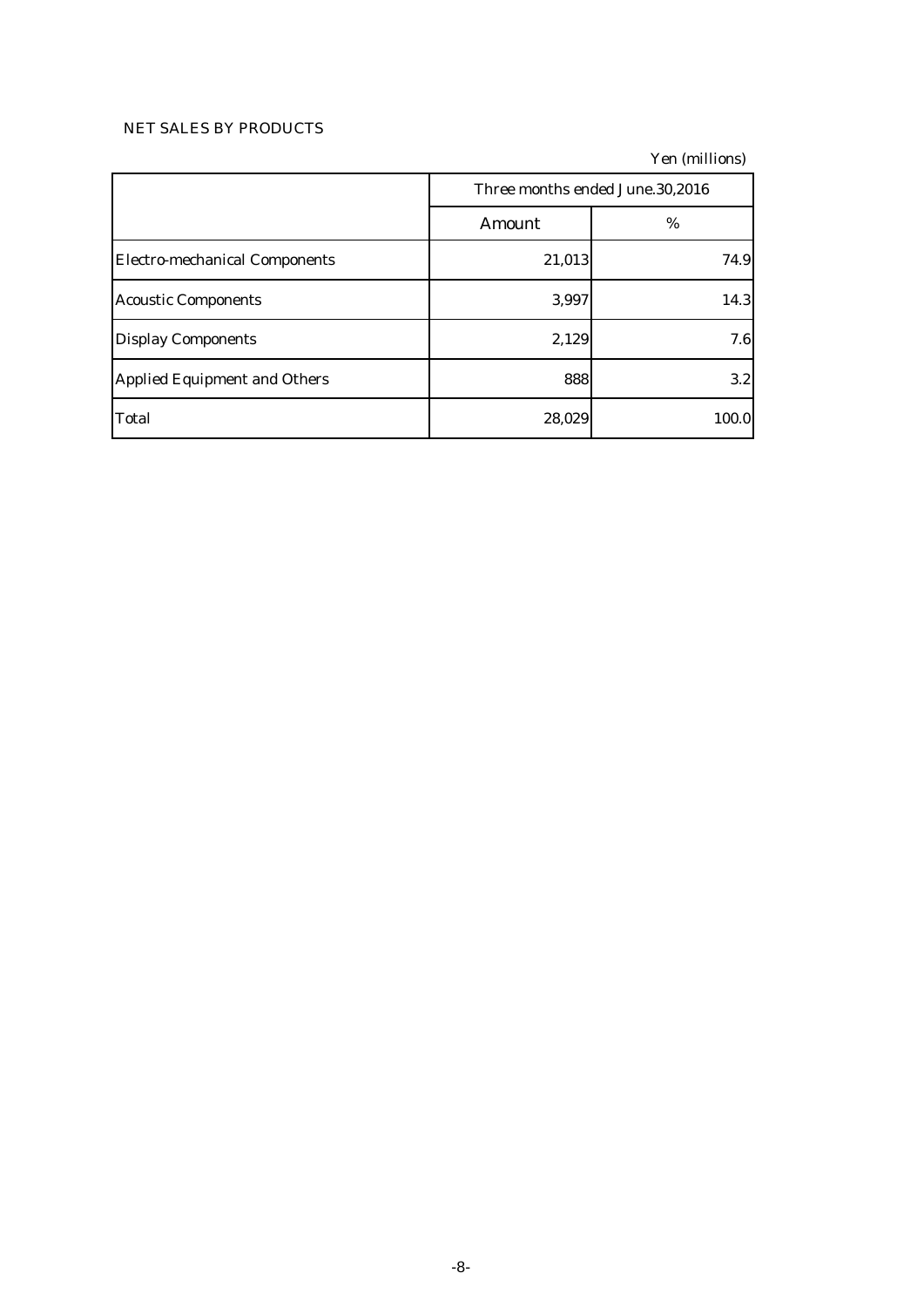## NET SALES BY PRODUCTS

Yen (millions)

| | Three months ended June.30,2016 | |
|---|---|---|
| | Amount | % |
| Electro-mechanical Components | 21,013 | 74.9 |
| Acoustic Components | 3,997 | 14.3 |
| Display Components | 2,129 | 7.6 |
| Applied Equipment and Others | 888 | 3.2 |
| Total | 28,029 | 100.0 |